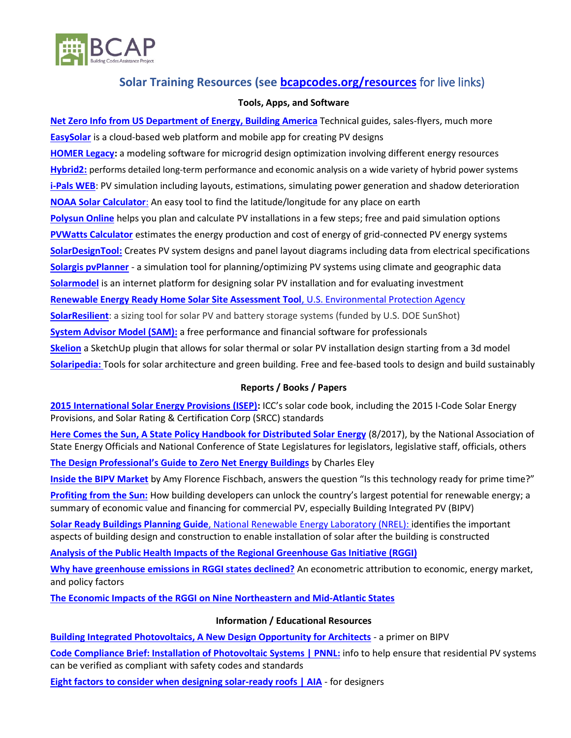# Solar Training Resources (see bcapcodes.org/resources for live links)

### Tools, Apps, and Software

**Net Zero Info from US Department of Energy, Building America** Technical guides, sales-flyers, much more

**EasySolar** is a cloud-based web platform and mobile app for creating PV designs

**HOMER Legacy:** a modeling software for microgrid design optimization involving different energy resources

**Hybrid2:** performs detailed long-term performance and economic analysis on a wide variety of hybrid power systems

**i-Pals WEB**: PV simulation including layouts, estimations, simulating power generation and shadow deterioration

**NOAA Solar Calculator**: An easy tool to find the latitude/longitude for any place on earth

**Polysun Online** helps you plan and calculate PV installations in a few steps; free and paid simulation options

**PVWatts Calculator** estimates the energy production and cost of energy of grid-connected PV energy systems

**SolarDesignTool:** Creates PV system designs and panel layout diagrams including data from electrical specifications

**Solargis pvPlanner** - a simulation tool for planning/optimizing PV systems using climate and geographic data

**Solarmodel** is an internet platform for designing solar PV installation and for evaluating investment

**Renewable Energy Ready Home Solar Site Assessment Tool**, U.S. Environmental Protection Agency

**SolarResilient**: a sizing tool for solar PV and battery storage systems (funded by U.S. DOE SunShot)

**System Advisor Model (SAM):** a free performance and financial software for professionals

**Skelion** a SketchUp plugin that allows for solar thermal or solar PV installation design starting from a 3d model

**Solaripedia:** Tools for solar architecture and green building. Free and fee-based tools to design and build sustainably

### Reports / Books / Papers

**2015 International Solar Energy Provisions (ISEP):** ICC's solar code book, including the 2015 I-Code Solar Energy Provisions, and Solar Rating & Certification Corp (SRCC) standards

**Here Comes the Sun, A State Policy Handbook for Distributed Solar Energy** (8/2017), by the National Association of State Energy Officials and National Conference of State Legislatures for legislators, legislative staff, officials, others

**The Design Professional's Guide to Zero Net Energy Buildings** by Charles Eley

**Inside the BIPV Market** by Amy Florence Fischbach, answers the question "Is this technology ready for prime time?"

**Profiting from the Sun:** How building developers can unlock the country's largest potential for renewable energy; a summary of economic value and financing for commercial PV, especially Building Integrated PV (BIPV)

**Solar Ready Buildings Planning Guide**, National Renewable Energy Laboratory (NREL): identifies the important aspects of building design and construction to enable installation of solar after the building is constructed

**Analysis of the Public Health Impacts of the Regional Greenhouse Gas Initiative (RGGI)**

**Why have greenhouse emissions in RGGI states declined?** An econometric attribution to economic, energy market, and policy factors

**The Economic Impacts of the RGGI on Nine Northeastern and Mid-Atlantic States**

### Information / Educational Resources

**Building Integrated Photovoltaics, A New Design Opportunity for Architects** - a primer on BIPV

**Code Compliance Brief: Installation of Photovoltaic Systems | PNNL:** info to help ensure that residential PV systems can be verified as compliant with safety codes and standards

**Eight factors to consider when designing solar-ready roofs | AIA** - for designers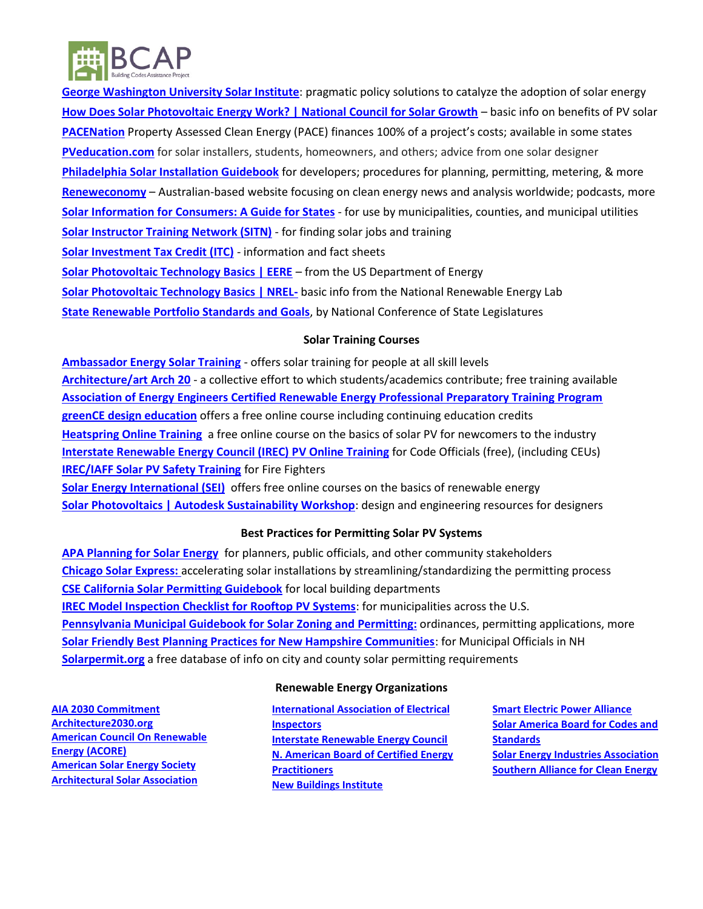**George Washington University Solar Institute**: pragmatic policy solutions to catalyze the adoption of solar energy

**How Does Solar Photovoltaic Energy Work? | National Council for Solar Growth** – basic info on benefits of PV solar

**PACENation** Property Assessed Clean Energy (PACE) finances 100% of a project's costs; available in some states

**PVeducation.com** for solar installers, students, homeowners, and others; advice from one solar designer

**Philadelphia Solar Installation Guidebook** for developers; procedures for planning, permitting, metering, & more

**Reneweconomy** – Australian-based website focusing on clean energy news and analysis worldwide; podcasts, more

**Solar Information for Consumers: A Guide for States** - for use by municipalities, counties, and municipal utilities

**Solar Instructor Training Network (SITN)** - for finding solar jobs and training

**Solar Investment Tax Credit (ITC)** - information and fact sheets

**Solar Photovoltaic Technology Basics | EERE** – from the US Department of Energy

**Solar Photovoltaic Technology Basics | NREL-** basic info from the National Renewable Energy Lab

**State Renewable Portfolio Standards and Goals**, by National Conference of State Legislatures

## Solar Training Courses

**Ambassador Energy Solar Training** - offers solar training for people at all skill levels

**Architecture/art Arch 20** - a collective effort to which students/academics contribute; free training available

**Association of Energy Engineers Certified Renewable Energy Professional Preparatory Training Program**

**greenCE design education** offers a free online course including continuing education credits

**Heatspring Online Training** a free online course on the basics of solar PV for newcomers to the industry

**Interstate Renewable Energy Council (IREC) PV Online Training** for Code Officials (free), (including CEUs)

**IREC/IAFF Solar PV Safety Training** for Fire Fighters

**Solar Energy International (SEI)** offers free online courses on the basics of renewable energy

**Solar Photovoltaics | Autodesk Sustainability Workshop**: design and engineering resources for designers

## Best Practices for Permitting Solar PV Systems

**APA Planning for Solar Energy** for planners, public officials, and other community stakeholders

**Chicago Solar Express:** accelerating solar installations by streamlining/standardizing the permitting process

**CSE California Solar Permitting Guidebook** for local building departments

**IREC Model Inspection Checklist for Rooftop PV Systems**: for municipalities across the U.S.

**Pennsylvania Municipal Guidebook for Solar Zoning and Permitting:** ordinances, permitting applications, more

**Solar Friendly Best Planning Practices for New Hampshire Communities**: for Municipal Officials in NH

**Solarpermit.org** a free database of info on city and county solar permitting requirements

## Renewable Energy Organizations

**AIA 2030 Commitment**
**Architecture2030.org**
**American Council On Renewable Energy (ACORE)**
**American Solar Energy Society**
**Architectural Solar Association**
**International Association of Electrical Inspectors**
**Interstate Renewable Energy Council**
**N. American Board of Certified Energy Practitioners**
**New Buildings Institute**
**Smart Electric Power Alliance**
**Solar America Board for Codes and Standards**
**Solar Energy Industries Association**
**Southern Alliance for Clean Energy**